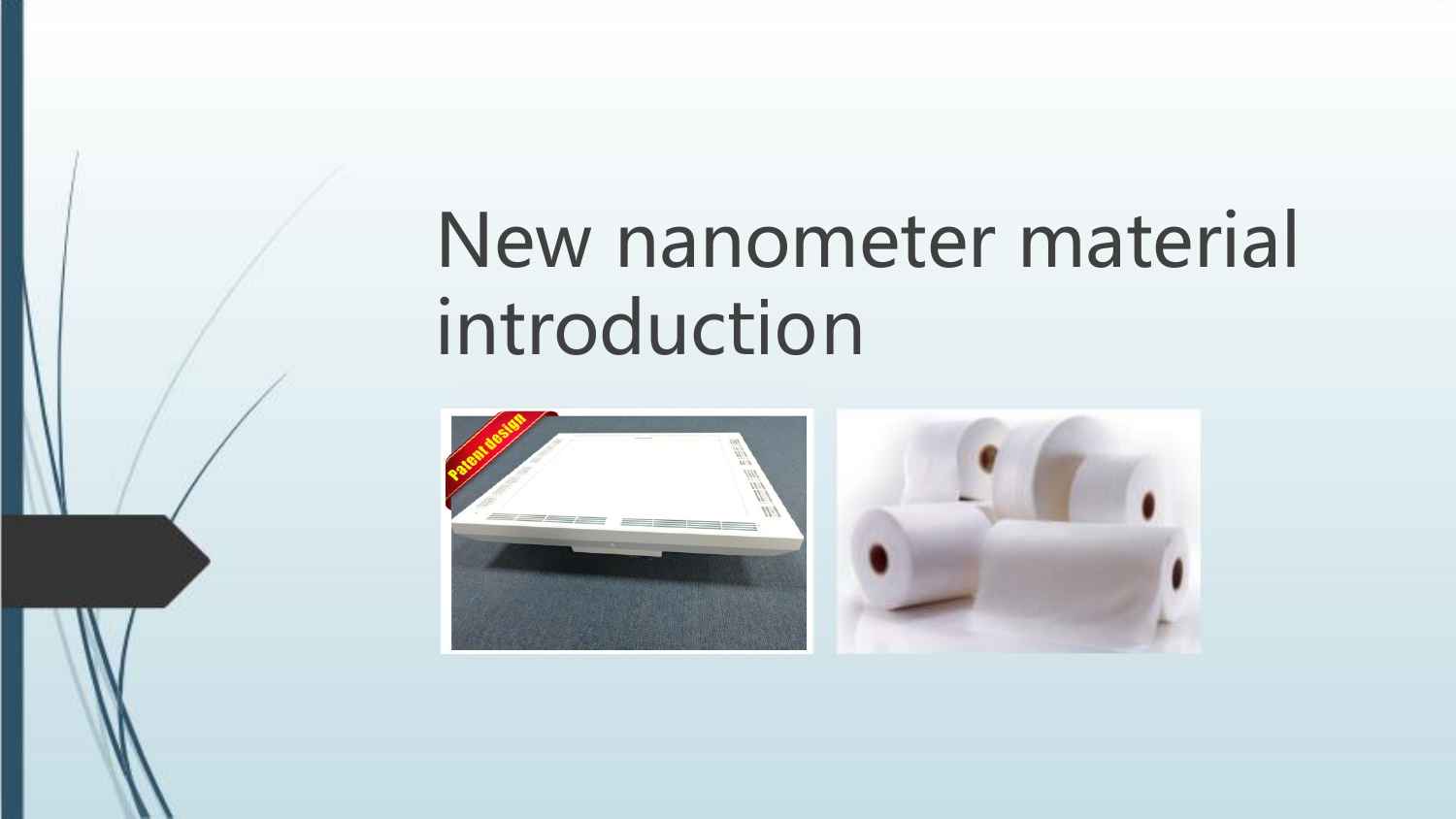# New nanometer material introduction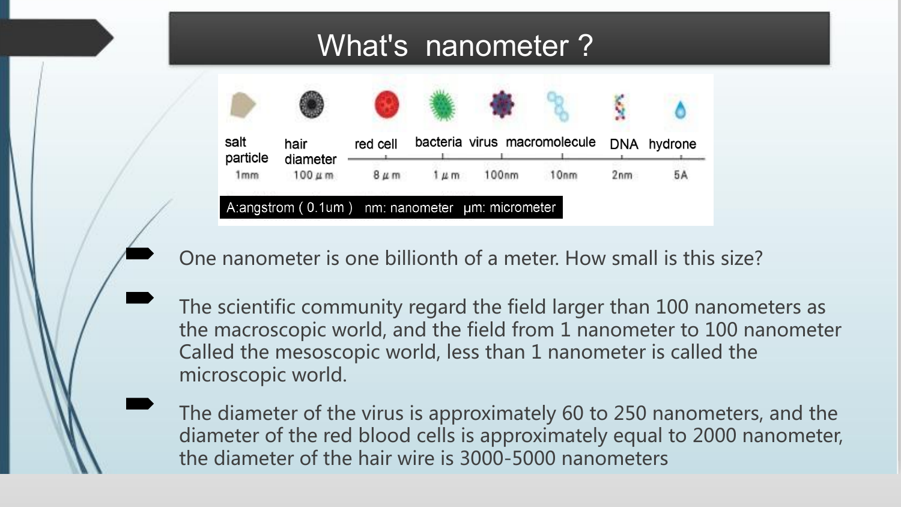# What's nanometer ?

| salt particle | hair diameter | red cell | bacteria | virus | macromolecule | DNA | hydrone |
| --- | --- | --- | --- | --- | --- | --- | --- |
| 1mm | 100 μm | 8 μm | 1 μm | 100nm | 10nm | 2nm | 5A |

A:angstrom ( 0.1um ) nm: nanometer μm: micrometer

- One nanometer is one billionth of a meter. How small is this size?
- The scientific community regard the field larger than 100 nanometers as the macroscopic world, and the field from 1 nanometer to 100 nanometer Called the mesoscopic world, less than 1 nanometer is called the microscopic world.
- The diameter of the virus is approximately 60 to 250 nanometers, and the diameter of the red blood cells is approximately equal to 2000 nanometer, the diameter of the hair wire is 3000-5000 nanometers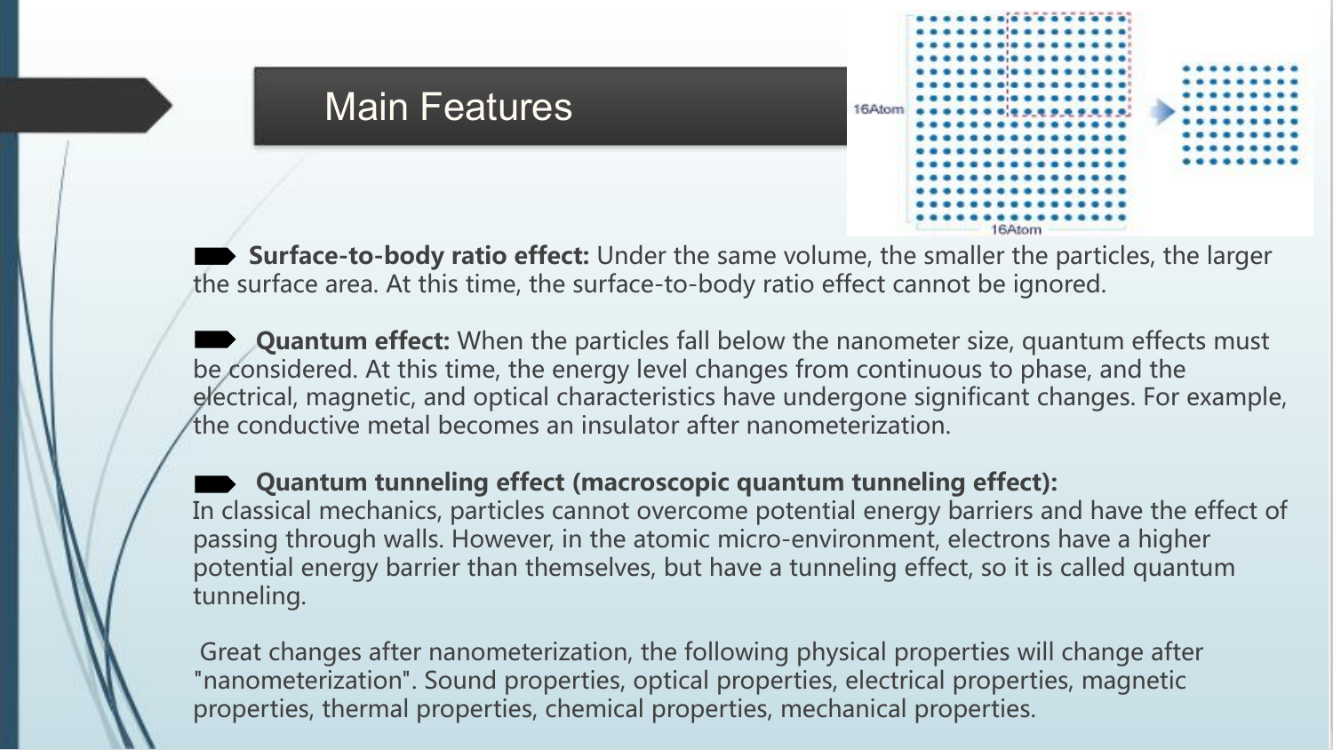## Main Features

- **Surface-to-body ratio effect:** Under the same volume, the smaller the particles, the larger the surface area. At this time, the surface-to-body ratio effect cannot be ignored.

- **Quantum effect:** When the particles fall below the nanometer size, quantum effects must be considered. At this time, the energy level changes from continuous to phase, and the electrical, magnetic, and optical characteristics have undergone significant changes. For example, the conductive metal becomes an insulator after nanometerization.

- **Quantum tunneling effect (macroscopic quantum tunneling effect):**
In classical mechanics, particles cannot overcome potential energy barriers and have the effect of passing through walls. However, in the atomic micro-environment, electrons have a higher potential energy barrier than themselves, but have a tunneling effect, so it is called quantum tunneling.

Great changes after nanometerization, the following physical properties will change after "nanometerization". Sound properties, optical properties, electrical properties, magnetic properties, thermal properties, chemical properties, mechanical properties.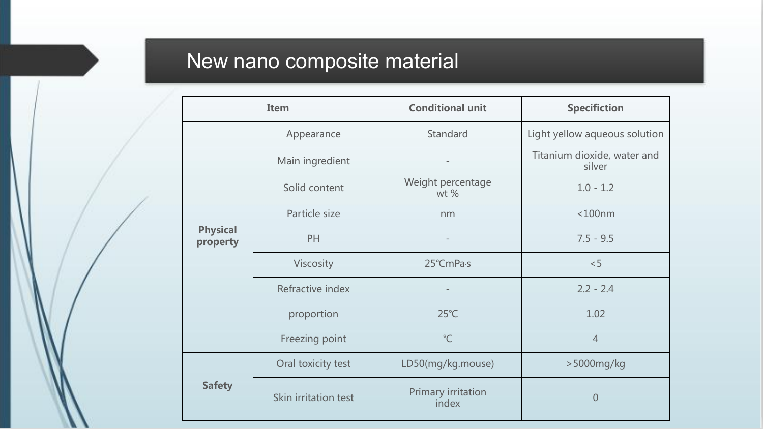# New nano composite material

| Item | | Conditional unit | Specifiction |
|---|---|---|---|
| **Physical property** | Appearance | Standard | Light yellow aqueous solution |
| | Main ingredient | - | Titanium dioxide, water and silver |
| | Solid content | Weight percentage wt % | 1.0 - 1.2 |
| | Particle size | nm | <100nm |
| | PH | - | 7.5 - 9.5 |
| | Viscosity | 25℃mPa·s | <5 |
| | Refractive index | - | 2.2 - 2.4 |
| | proportion | 25℃ | 1.02 |
| | Freezing point | ℃ | 4 |
| **Safety** | Oral toxicity test | LD50(mg/kg.mouse) | >5000mg/kg |
| | Skin irritation test | Primary irritation index | 0 |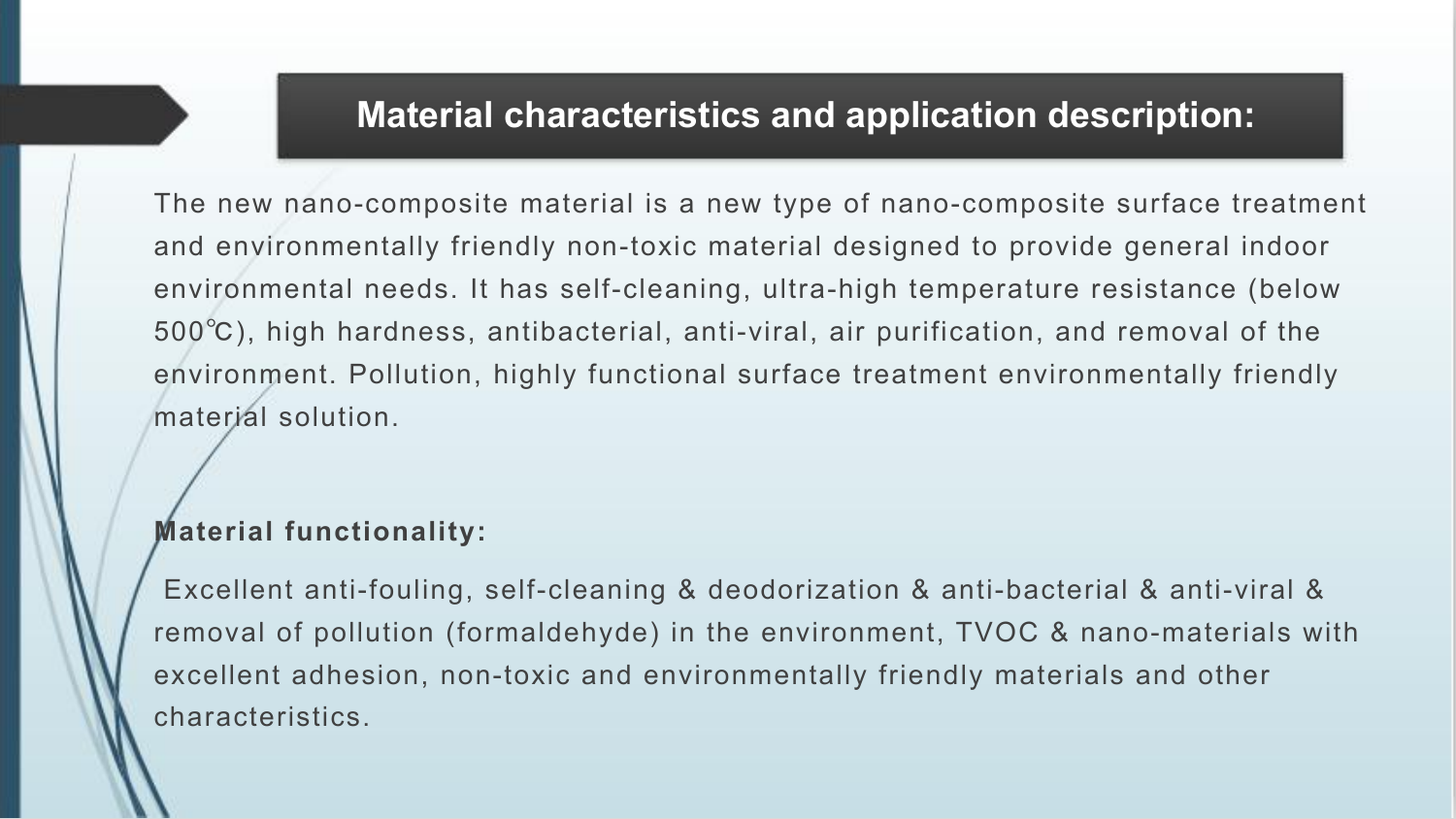## Material characteristics and application description:

The new nano-composite material is a new type of nano-composite surface treatment and environmentally friendly non-toxic material designed to provide general indoor environmental needs. It has self-cleaning, ultra-high temperature resistance (below 500℃), high hardness, antibacterial, anti-viral, air purification, and removal of the environment. Pollution, highly functional surface treatment environmentally friendly material solution.

**Material functionality:**

Excellent anti-fouling, self-cleaning & deodorization & anti-bacterial & anti-viral & removal of pollution (formaldehyde) in the environment, TVOC & nano-materials with excellent adhesion, non-toxic and environmentally friendly materials and other characteristics.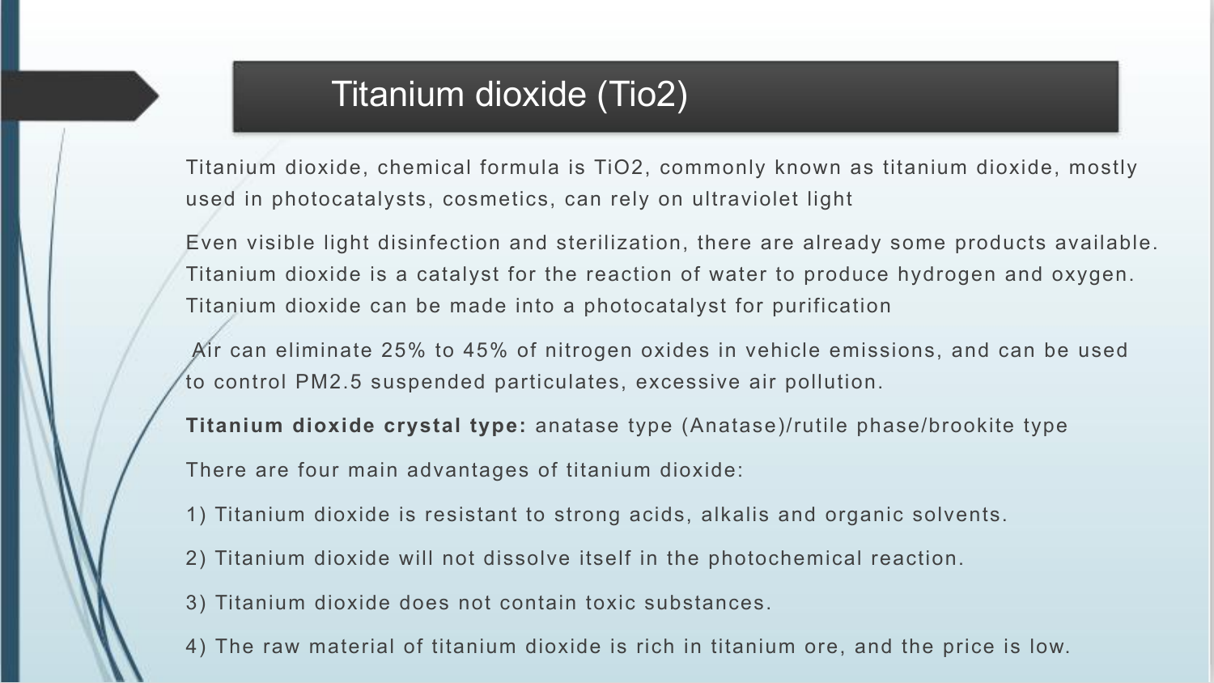# Titanium dioxide (Tio2)

Titanium dioxide, chemical formula is $TiO_2$, commonly known as titanium dioxide, mostly used in photocatalysts, cosmetics, can rely on ultraviolet light

Even visible light disinfection and sterilization, there are already some products available. Titanium dioxide is a catalyst for the reaction of water to produce hydrogen and oxygen. Titanium dioxide can be made into a photocatalyst for purification

Air can eliminate 25% to 45% of nitrogen oxides in vehicle emissions, and can be used to control PM2.5 suspended particulates, excessive air pollution.

**Titanium dioxide crystal type:** anatase type (Anatase)/rutile phase/brookite type

There are four main advantages of titanium dioxide:

1) Titanium dioxide is resistant to strong acids, alkalis and organic solvents.

2) Titanium dioxide will not dissolve itself in the photochemical reaction.

3) Titanium dioxide does not contain toxic substances.

4) The raw material of titanium dioxide is rich in titanium ore, and the price is low.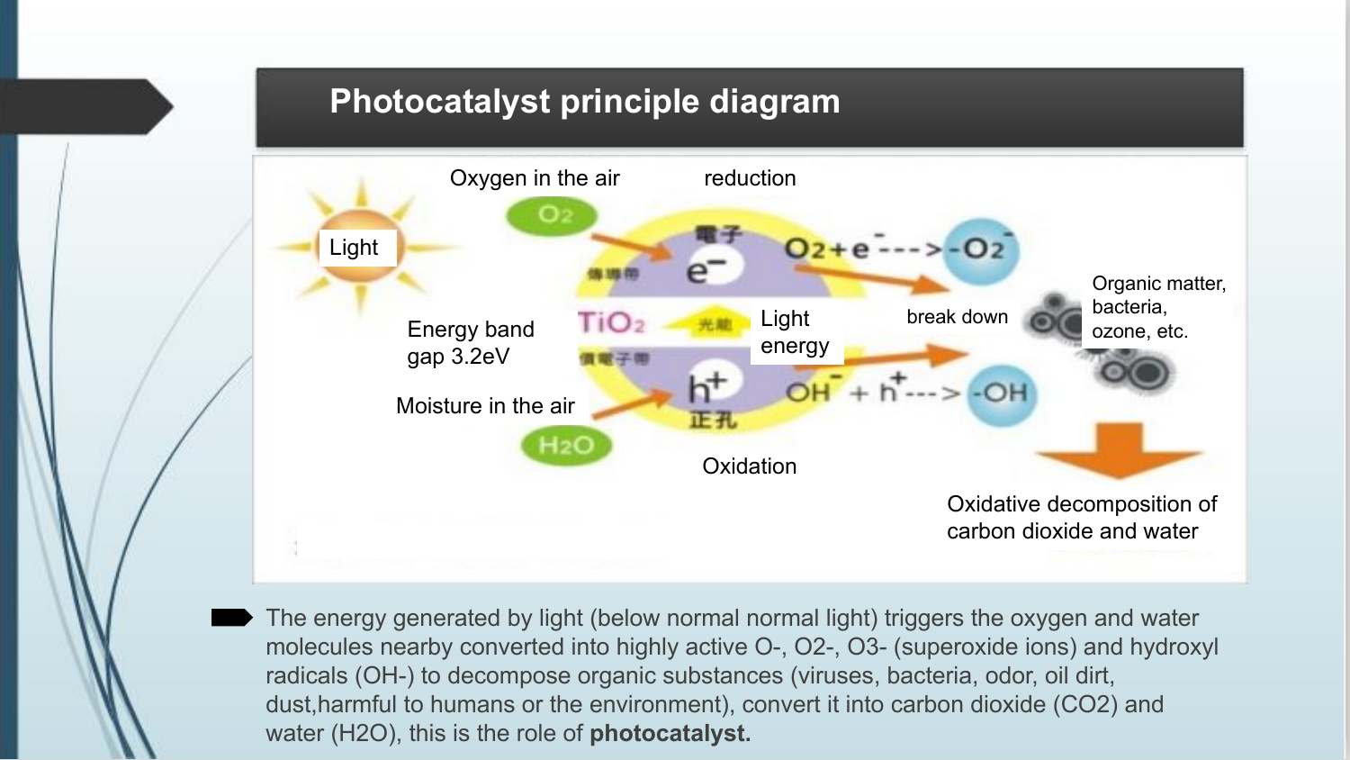# Photocatalyst principle diagram

Oxygen in the air

reduction

Light

$O_2$

電子

$e^-$

傳導帶

$O_2 + e^- \text{---}> {-O_2^-}$

Energy band gap 3.2eV

$TiO_2$

光能

Light energy

break down

Organic matter, bacteria, ozone, etc.

價電子帶

Moisture in the air

$h^+$

正孔

$OH^- + h^+ \text{---}> {-OH}$

$H_2O$

Oxidation

Oxidative decomposition of carbon dioxide and water

- The energy generated by light (below normal normal light) triggers the oxygen and water molecules nearby converted into highly active O-, O2-, O3- (superoxide ions) and hydroxyl radicals (OH-) to decompose organic substances (viruses, bacteria, odor, oil dirt, dust,harmful to humans or the environment), convert it into carbon dioxide ($CO_2$) and water ($H_2O$), this is the role of **photocatalyst.**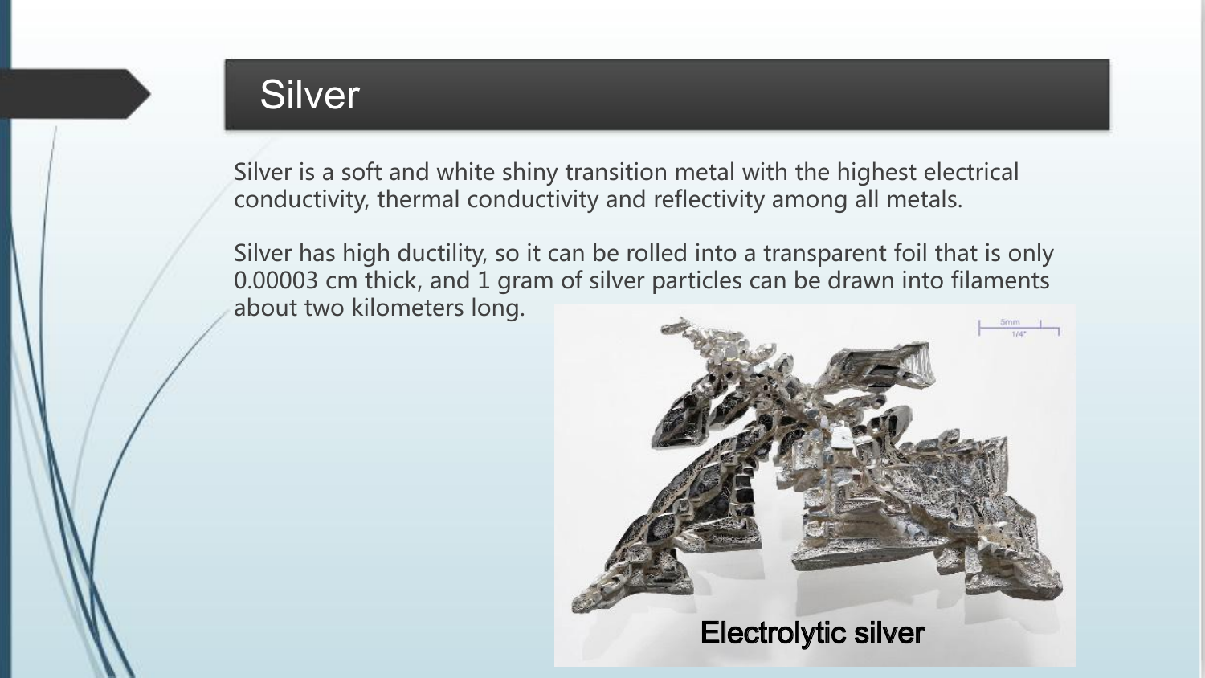# Silver

Silver is a soft and white shiny transition metal with the highest electrical conductivity, thermal conductivity and reflectivity among all metals.

Silver has high ductility, so it can be rolled into a transparent foil that is only 0.00003 cm thick, and 1 gram of silver particles can be drawn into filaments about two kilometers long.

Electrolytic silver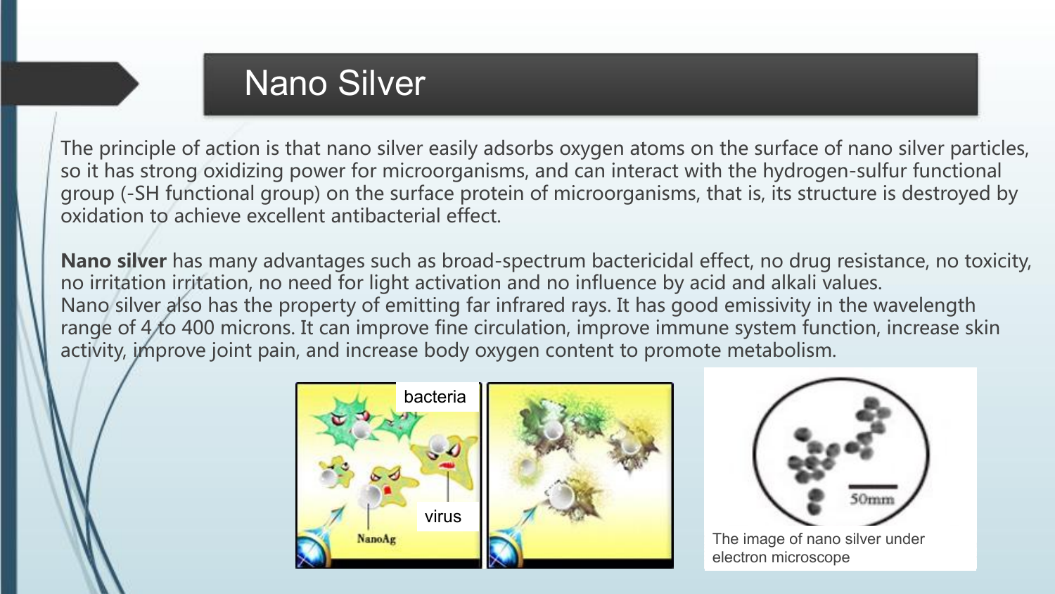# Nano Silver

The principle of action is that nano silver easily adsorbs oxygen atoms on the surface of nano silver particles, so it has strong oxidizing power for microorganisms, and can interact with the hydrogen-sulfur functional group (-SH functional group) on the surface protein of microorganisms, that is, its structure is destroyed by oxidation to achieve excellent antibacterial effect.

**Nano silver** has many advantages such as broad-spectrum bactericidal effect, no drug resistance, no toxicity, no irritation irritation, no need for light activation and no influence by acid and alkali values.
Nano silver also has the property of emitting far infrared rays. It has good emissivity in the wavelength range of 4 to 400 microns. It can improve fine circulation, improve immune system function, increase skin activity, improve joint pain, and increase body oxygen content to promote metabolism.

The image of nano silver under electron microscope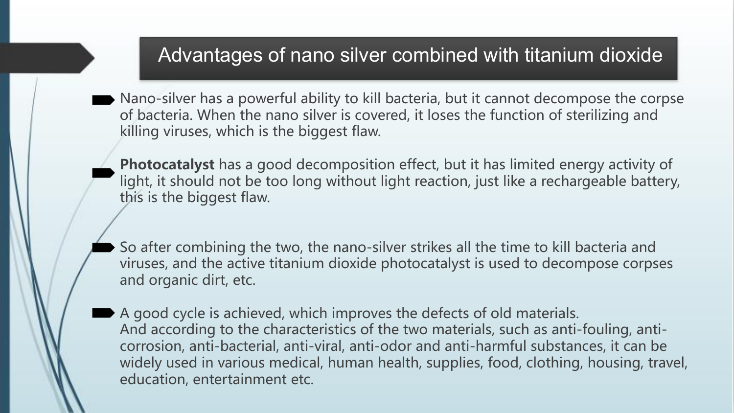## Advantages of nano silver combined with titanium dioxide

- Nano-silver has a powerful ability to kill bacteria, but it cannot decompose the corpse of bacteria. When the nano silver is covered, it loses the function of sterilizing and killing viruses, which is the biggest flaw.

- **Photocatalyst** has a good decomposition effect, but it has limited energy activity of light, it should not be too long without light reaction, just like a rechargeable battery, this is the biggest flaw.

- So after combining the two, the nano-silver strikes all the time to kill bacteria and viruses, and the active titanium dioxide photocatalyst is used to decompose corpses and organic dirt, etc.

- A good cycle is achieved, which improves the defects of old materials.
  And according to the characteristics of the two materials, such as anti-fouling, anti-corrosion, anti-bacterial, anti-viral, anti-odor and anti-harmful substances, it can be widely used in various medical, human health, supplies, food, clothing, housing, travel, education, entertainment etc.